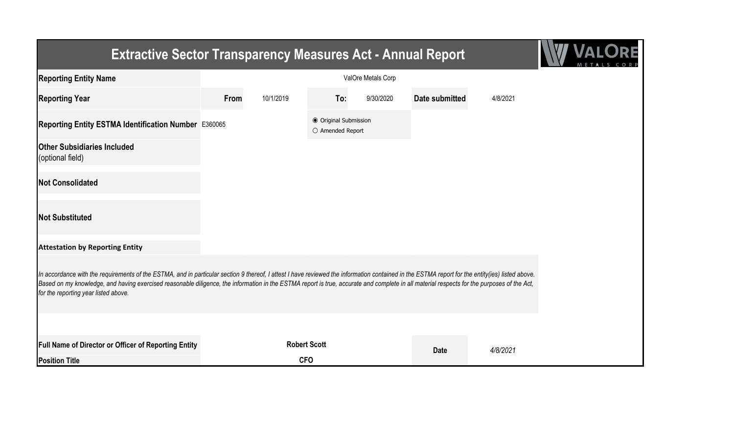# Extractive Sector Transparency Measures Act - Annual Report

| | | | | | | |
|---|---|---|---|---|---|---|
| **Reporting Entity Name** | ValOre Metals Corp | | | | | |
| **Reporting Year** | **From** | 10/1/2019 | **To:** | 9/30/2020 | **Date submitted** | 4/8/2021 |
| **Reporting Entity ESTMA Identification Number** | E360065 | | ◉ Original Submission<br>○ Amended Report | | | |
| **Other Subsidiaries Included** (optional field) | | | | | | |
| **Not Consolidated** | | | | | | |
| **Not Substituted** | | | | | | |

**Attestation by Reporting Entity**

*In accordance with the requirements of the ESTMA, and in particular section 9 thereof, I attest I have reviewed the information contained in the ESTMA report for the entity(ies) listed above. Based on my knowledge, and having exercised reasonable diligence, the information in the ESTMA report is true, accurate and complete in all material respects for the purposes of the Act, for the reporting year listed above.*

| | | | |
|---|---|---|---|
| **Full Name of Director or Officer of Reporting Entity** | **Robert Scott** | **Date** | *4/8/2021* |
| **Position Title** | **CFO** | | |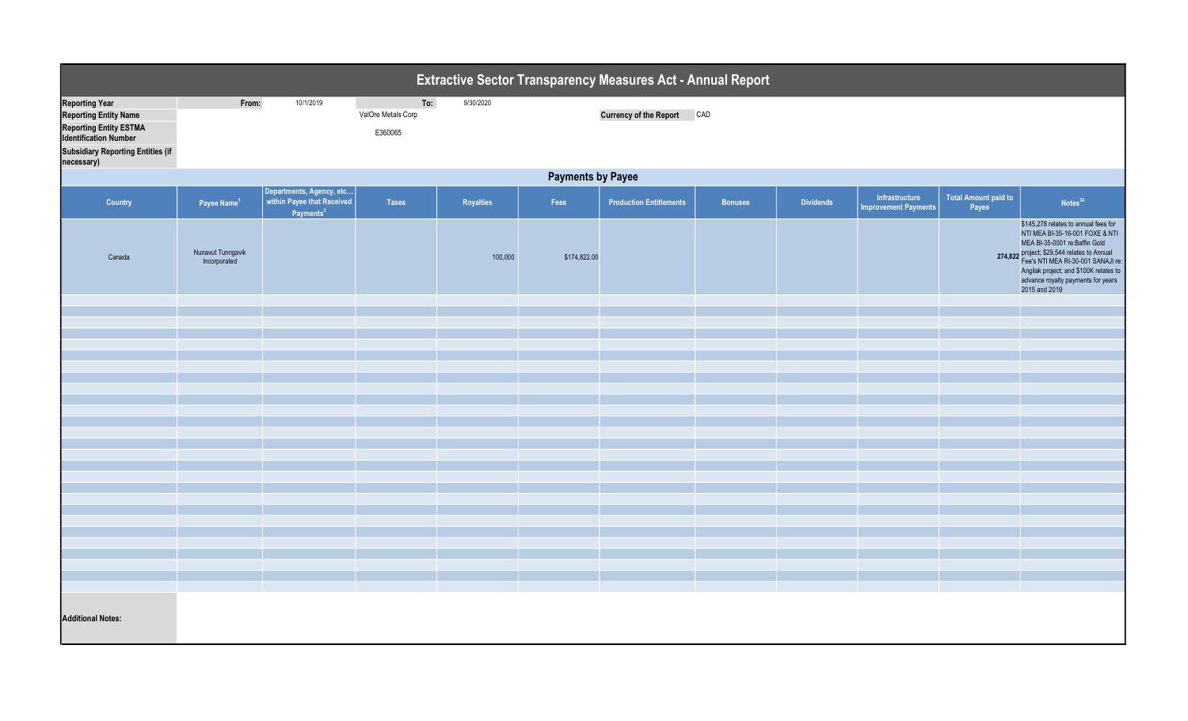# Extractive Sector Transparency Measures Act - Annual Report

| | | | | |
|---|---|---|---|---|
| **Reporting Year** | From: | 10/1/2019 | To: | 9/30/2020 |
| **Reporting Entity Name** | ValOre Metals Corp | | **Currency of the Report** | CAD |
| **Reporting Entity ESTMA Identification Number** | E360065 | | | |
| **Subsidiary Reporting Entities (if necessary)** | | | | |

## Payments by Payee

| Country | Payee Name[1] | Departments, Agency, etc… within Payee that Received Payments[2] | Taxes | Royalties | Fees | Production Entitlements | Bonuses | Dividends | Infrastructure Improvement Payments | Total Amount paid to Payee | Notes[34] |
|---|---|---|---|---|---|---|---|---|---|---|---|
| Canada | Nunavut Tunngavik Incorporated | | | 100,000 | $174,822.00 | | | | | 274,822 | $145,278 relates to annual fees for NTI MEA BI-35-16-001 FOXE & NTI MEA BI-35-0001 re:Baffin Gold project; $29,544 relates to Annual Fee's NTI MEA RI-30-001 SANAJI re: Angilak project; and $100K relates to advance royalty payments for years 2015 and 2019 |

**Additional Notes:**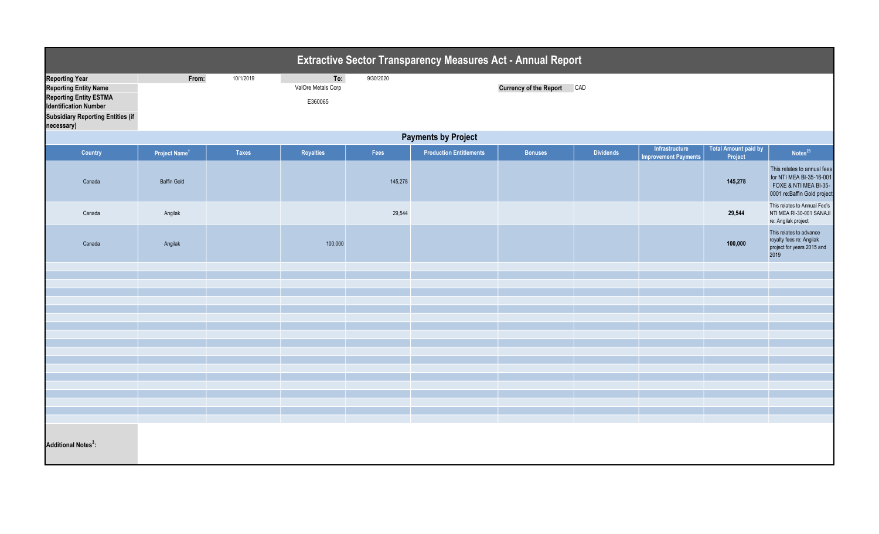# Extractive Sector Transparency Measures Act - Annual Report

| | | | | | | |
|---|---|---|---|---|---|---|
| Reporting Year | From: | 10/1/2019 | To: | 9/30/2020 | | |
| Reporting Entity Name | | | ValOre Metals Corp | | Currency of the Report | CAD |
| Reporting Entity ESTMA Identification Number | | | E360065 | | | |
| Subsidiary Reporting Entities (if necessary) | | | | | | |

## Payments by Project

| Country | Project Name[1] | Taxes | Royalties | Fees | Production Entitlements | Bonuses | Dividends | Infrastructure Improvement Payments | Total Amount paid by Project | Notes[23] |
|---|---|---|---|---|---|---|---|---|---|---|
| Canada | Baffin Gold | | | 145,278 | | | | | **145,278** | This relates to annual fees for NTI MEA BI-35-16-001 FOXE & NTI MEA BI-35-0001 re:Baffin Gold project |
| Canada | Angilak | | | 29,544 | | | | | **29,544** | This relates to Annual Fee's NTI MEA RI-30-001 SANAJI re: Angilak project |
| Canada | Angilak | | 100,000 | | | | | | **100,000** | This relates to advance royalty fees re: Angilak project for years 2015 and 2019 |

**Additional Notes[3]:**